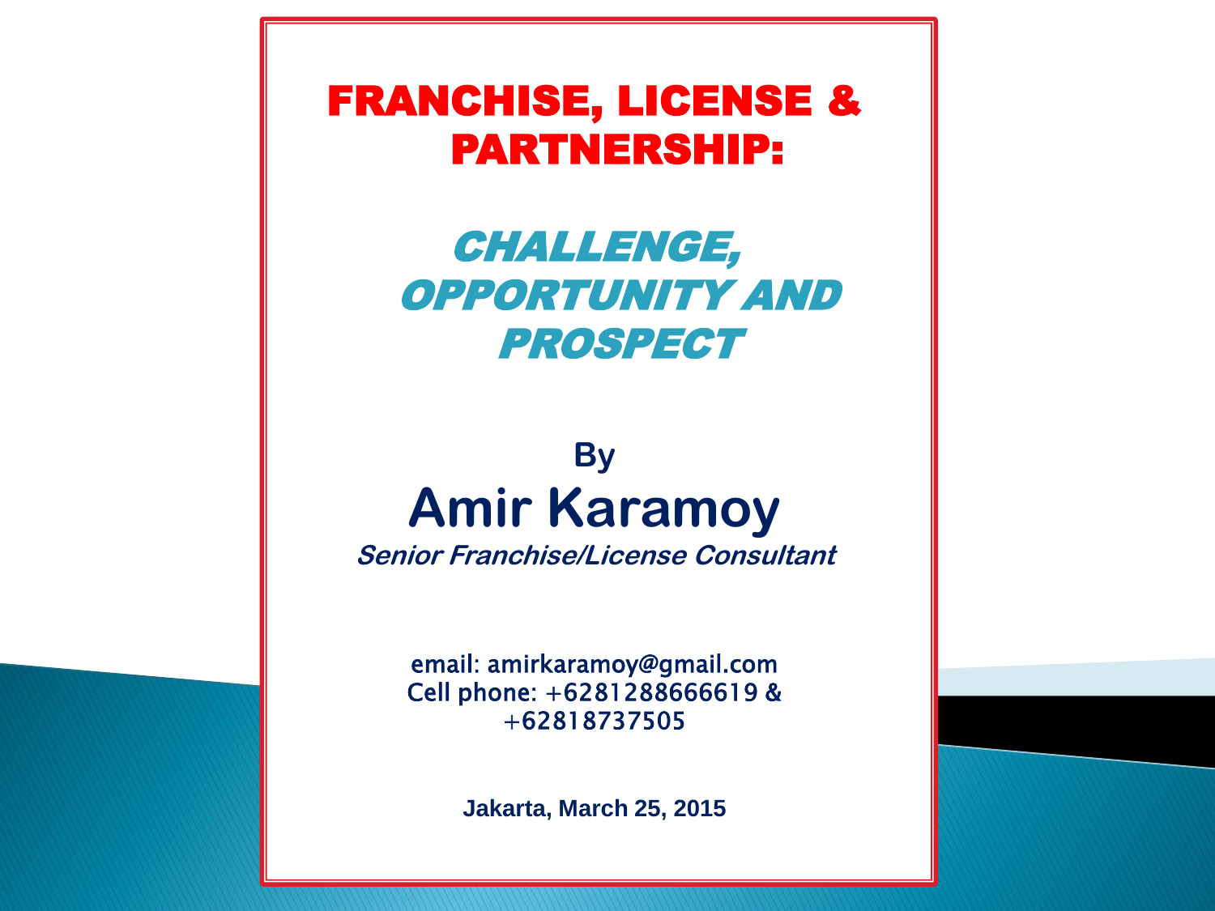# FRANCHISE, LICENSE & PARTNERSHIP:

## *CHALLENGE, OPPORTUNITY AND PROSPECT*

**By**

**Amir Karamoy**

***Senior Franchise/License Consultant***

email: amirkaramoy@gmail.com
Cell phone: +6281288666619 & +62818737505

**Jakarta, March 25, 2015**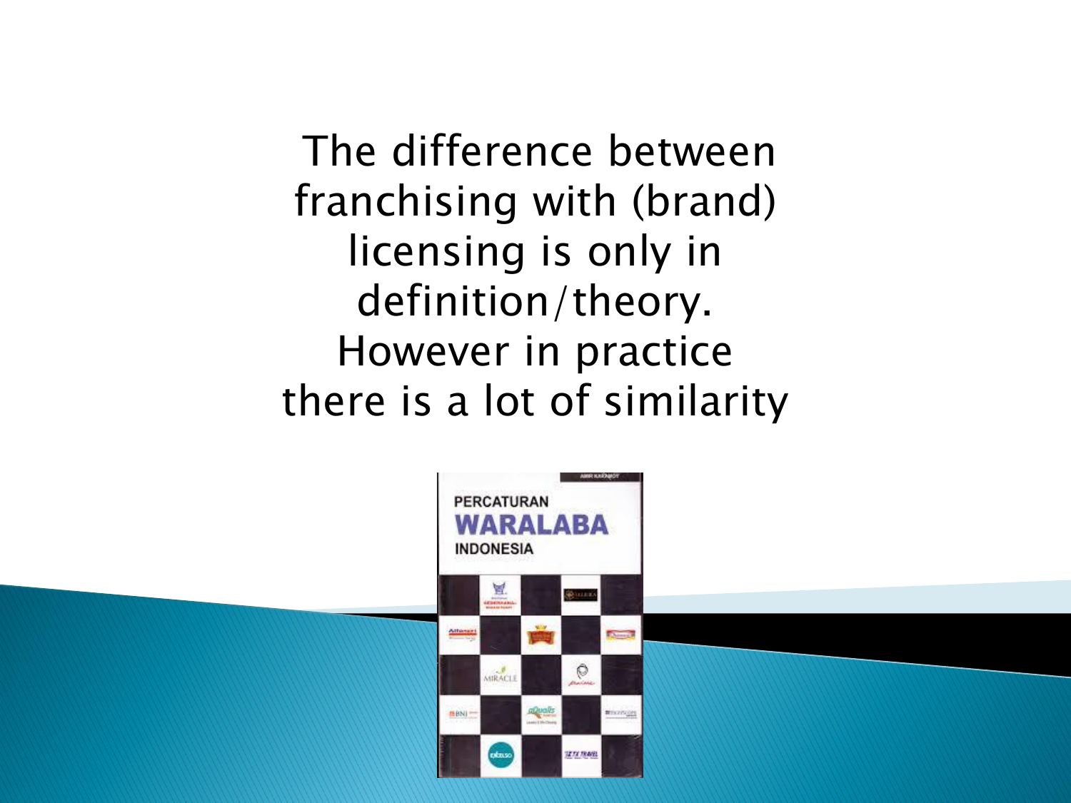The difference between franchising with (brand) licensing is only in definition/theory. However in practice there is a lot of similarity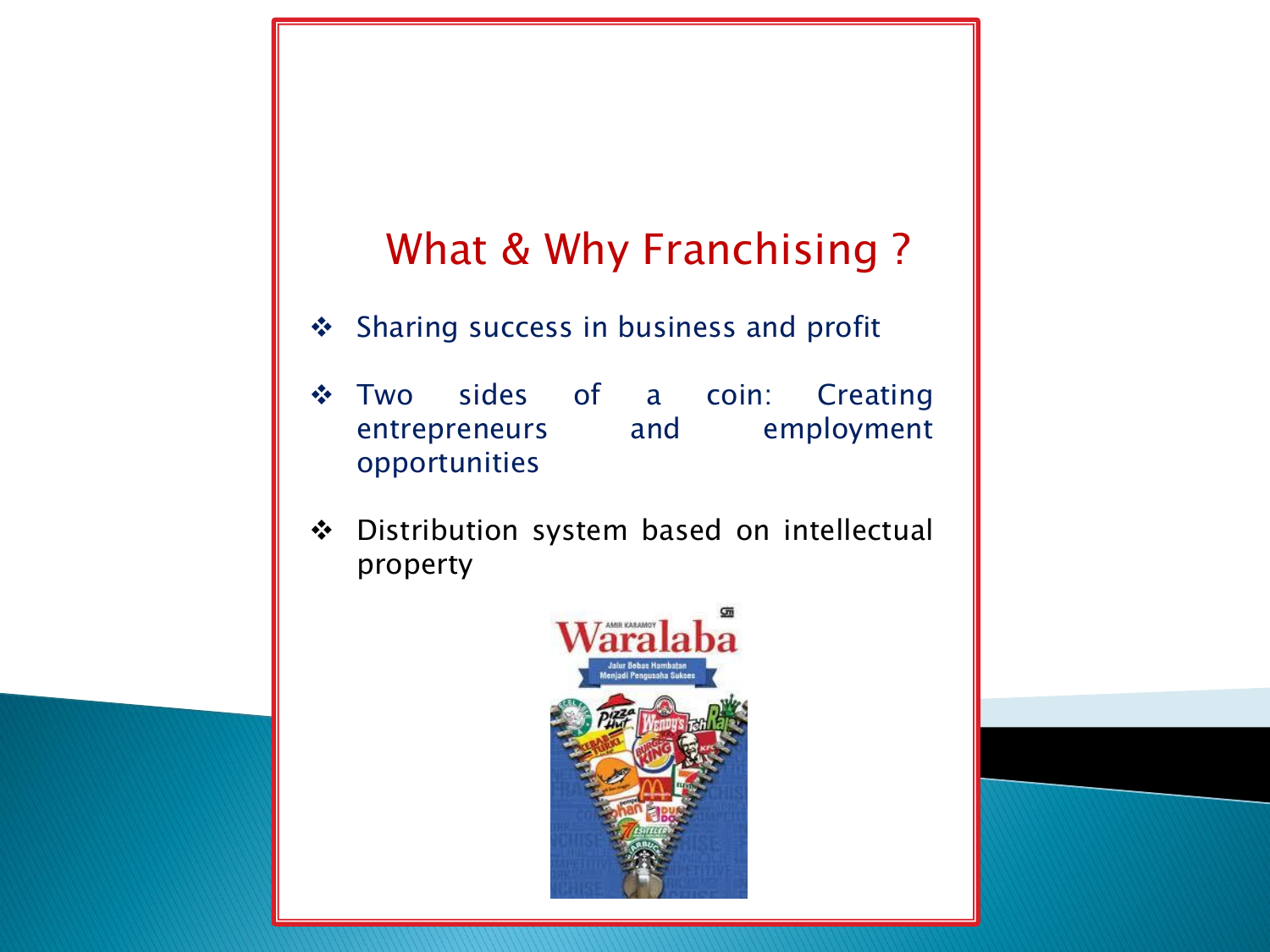# What & Why Franchising ?

- Sharing success in business and profit
- Two sides of a coin: Creating entrepreneurs and employment opportunities
- Distribution system based on intellectual property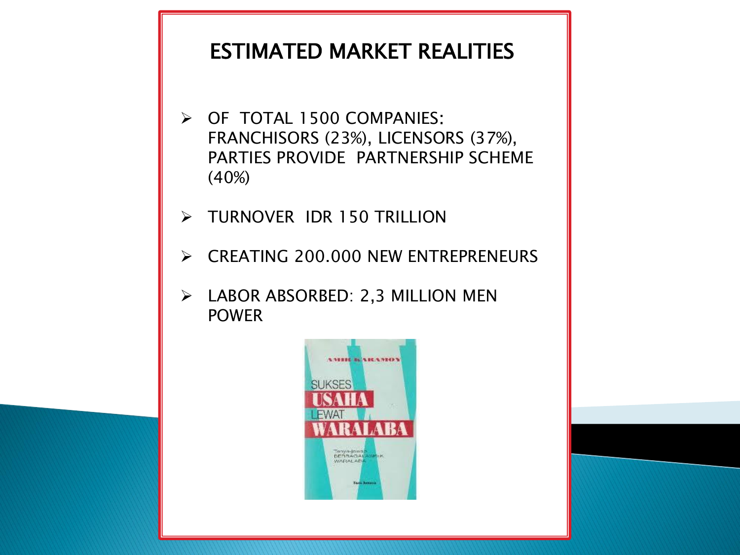# ESTIMATED MARKET REALITIES

- OF TOTAL 1500 COMPANIES: FRANCHISORS (23%), LICENSORS (37%), PARTIES PROVIDE PARTNERSHIP SCHEME (40%)
- TURNOVER IDR 150 TRILLION
- CREATING 200.000 NEW ENTREPRENEURS
- LABOR ABSORBED: 2,3 MILLION MEN POWER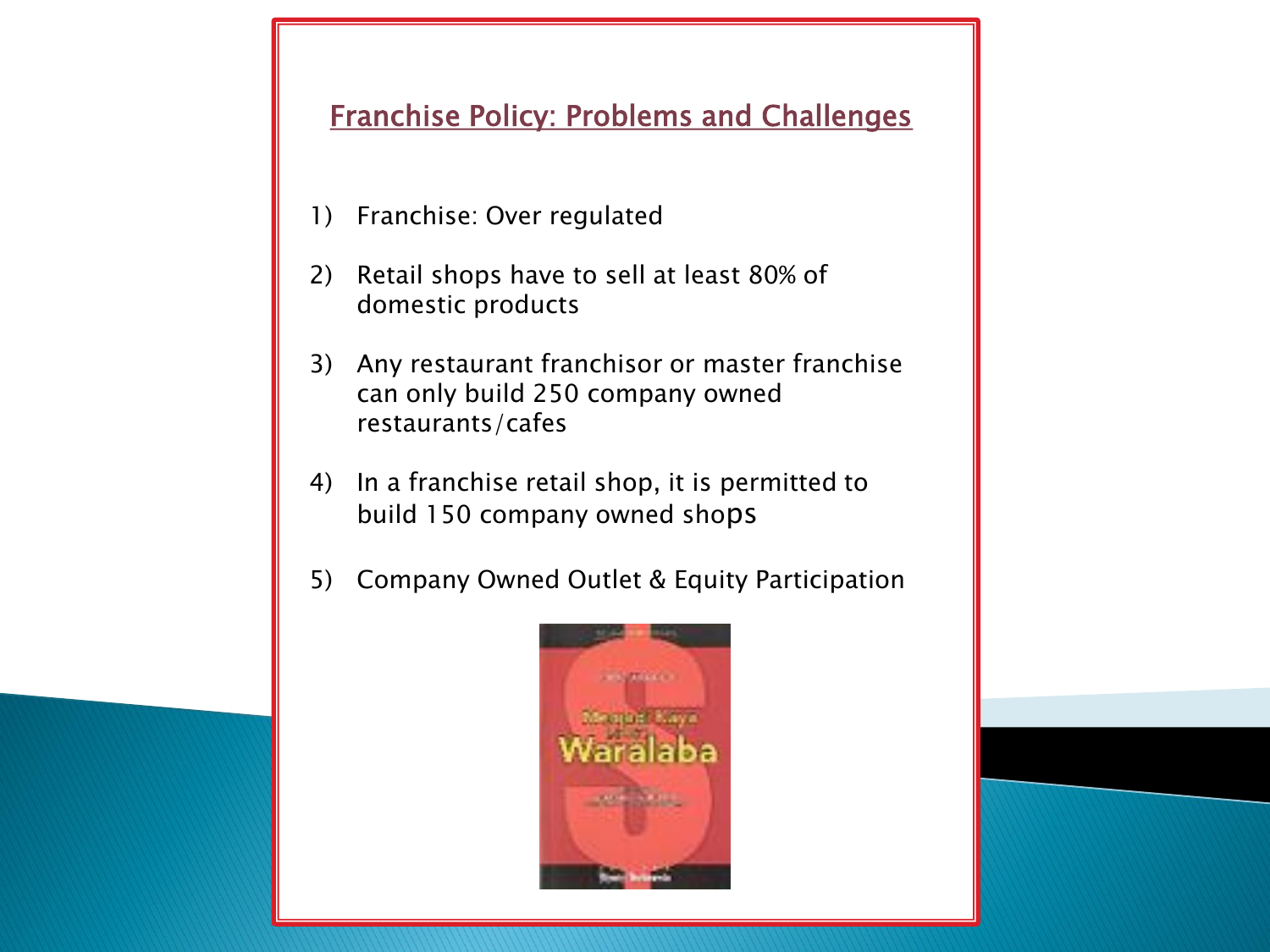## Franchise Policy: Problems and Challenges

1) Franchise: Over regulated
2) Retail shops have to sell at least 80% of domestic products
3) Any restaurant franchisor or master franchise can only build 250 company owned restaurants/cafes
4) In a franchise retail shop, it is permitted to build 150 company owned shops
5) Company Owned Outlet & Equity Participation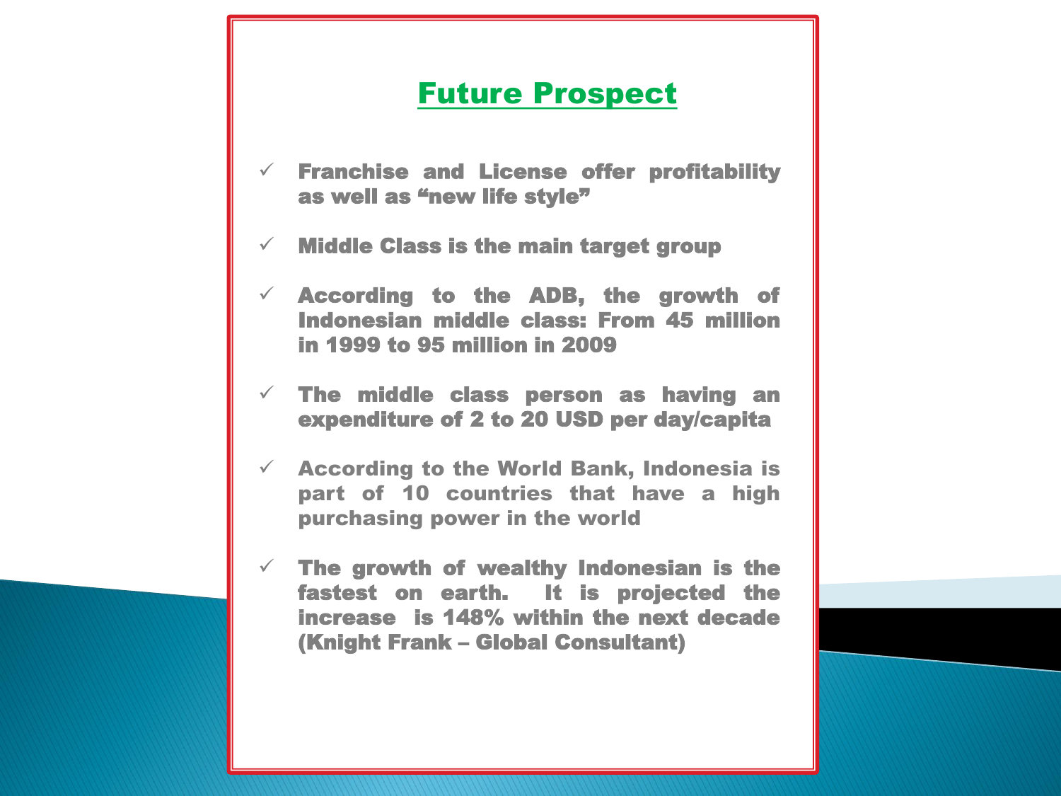## Future Prospect

- Franchise and License offer profitability as well as "new life style"
- Middle Class is the main target group
- According to the ADB, the growth of Indonesian middle class: From 45 million in 1999 to 95 million in 2009
- The middle class person as having an expenditure of 2 to 20 USD per day/capita
- According to the World Bank, Indonesia is part of 10 countries that have a high purchasing power in the world
- The growth of wealthy Indonesian is the fastest on earth. It is projected the increase is 148% within the next decade (Knight Frank – Global Consultant)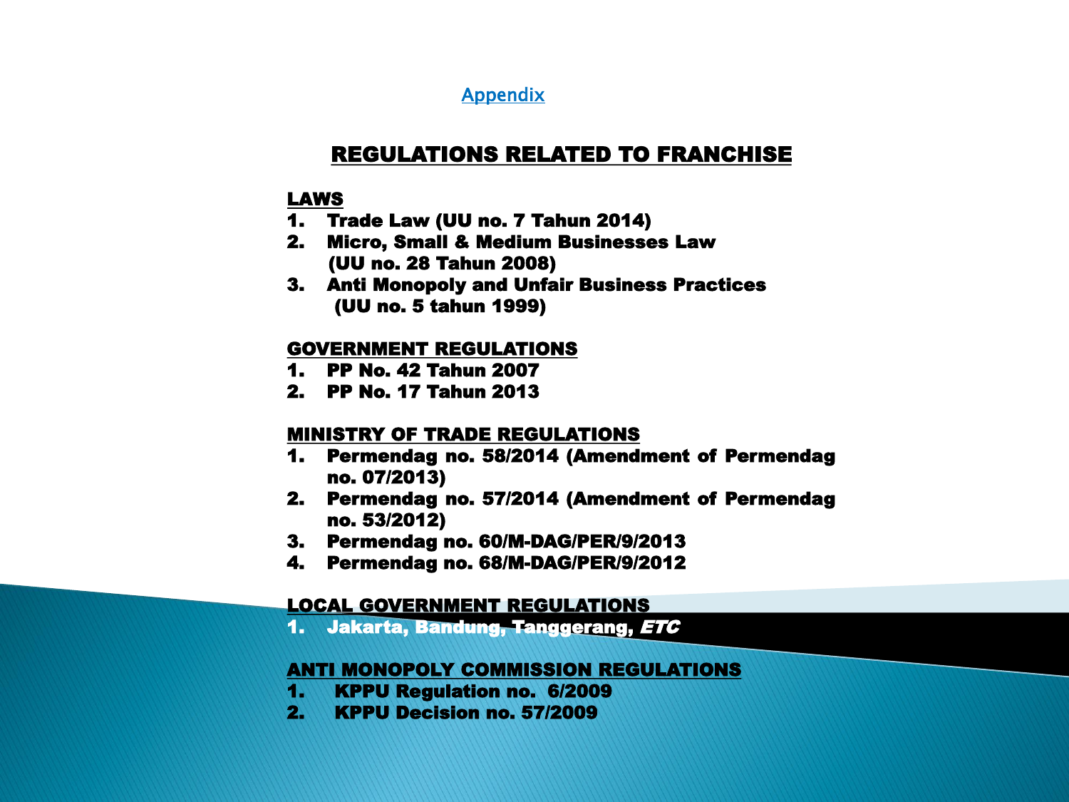Appendix

## REGULATIONS RELATED TO FRANCHISE

**LAWS**

1. **Trade Law (UU no. 7 Tahun 2014)**
2. **Micro, Small & Medium Businesses Law (UU no. 28 Tahun 2008)**
3. **Anti Monopoly and Unfair Business Practices (UU no. 5 tahun 1999)**

**GOVERNMENT REGULATIONS**

1. **PP No. 42 Tahun 2007**
2. **PP No. 17 Tahun 2013**

**MINISTRY OF TRADE REGULATIONS**

1. **Permendag no. 58/2014 (Amendment of Permendag no. 07/2013)**
2. **Permendag no. 57/2014 (Amendment of Permendag no. 53/2012)**
3. **Permendag no. 60/M-DAG/PER/9/2013**
4. **Permendag no. 68/M-DAG/PER/9/2012**

**LOCAL GOVERNMENT REGULATIONS**

1. **Jakarta, Bandung, Tanggerang, *ETC***

**ANTI MONOPOLY COMMISSION REGULATIONS**

1. **KPPU Regulation no. 6/2009**
2. **KPPU Decision no. 57/2009**